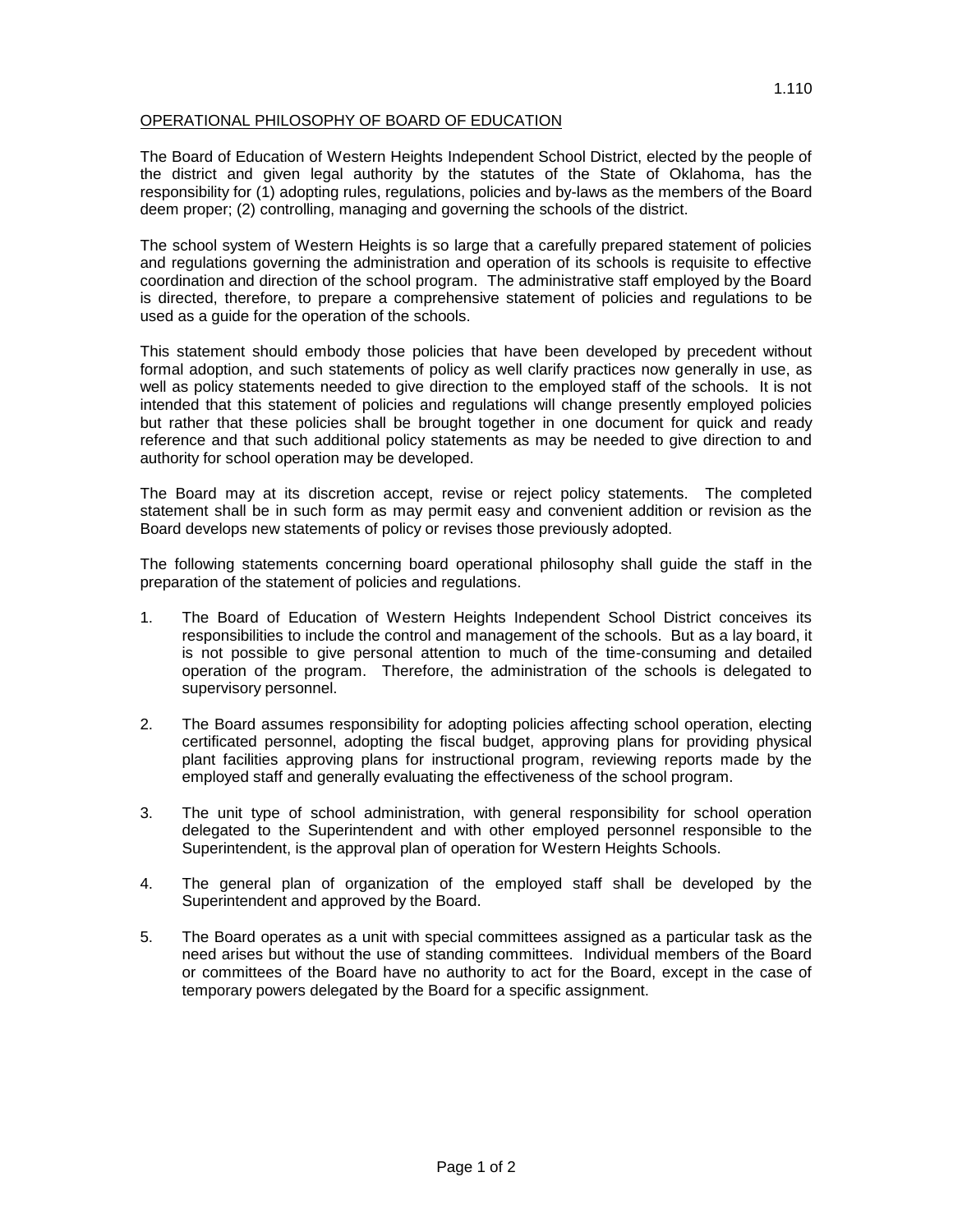1.110

# OPERATIONAL PHILOSOPHY OF BOARD OF EDUCATION

The Board of Education of Western Heights Independent School District, elected by the people of the district and given legal authority by the statutes of the State of Oklahoma, has the responsibility for (1) adopting rules, regulations, policies and by-laws as the members of the Board deem proper; (2) controlling, managing and governing the schools of the district.

The school system of Western Heights is so large that a carefully prepared statement of policies and regulations governing the administration and operation of its schools is requisite to effective coordination and direction of the school program. The administrative staff employed by the Board is directed, therefore, to prepare a comprehensive statement of policies and regulations to be used as a guide for the operation of the schools.

This statement should embody those policies that have been developed by precedent without formal adoption, and such statements of policy as well clarify practices now generally in use, as well as policy statements needed to give direction to the employed staff of the schools. It is not intended that this statement of policies and regulations will change presently employed policies but rather that these policies shall be brought together in one document for quick and ready reference and that such additional policy statements as may be needed to give direction to and authority for school operation may be developed.

The Board may at its discretion accept, revise or reject policy statements. The completed statement shall be in such form as may permit easy and convenient addition or revision as the Board develops new statements of policy or revises those previously adopted.

The following statements concerning board operational philosophy shall guide the staff in the preparation of the statement of policies and regulations.

1. The Board of Education of Western Heights Independent School District conceives its responsibilities to include the control and management of the schools. But as a lay board, it is not possible to give personal attention to much of the time-consuming and detailed operation of the program. Therefore, the administration of the schools is delegated to supervisory personnel.

2. The Board assumes responsibility for adopting policies affecting school operation, electing certificated personnel, adopting the fiscal budget, approving plans for providing physical plant facilities approving plans for instructional program, reviewing reports made by the employed staff and generally evaluating the effectiveness of the school program.

3. The unit type of school administration, with general responsibility for school operation delegated to the Superintendent and with other employed personnel responsible to the Superintendent, is the approval plan of operation for Western Heights Schools.

4. The general plan of organization of the employed staff shall be developed by the Superintendent and approved by the Board.

5. The Board operates as a unit with special committees assigned as a particular task as the need arises but without the use of standing committees. Individual members of the Board or committees of the Board have no authority to act for the Board, except in the case of temporary powers delegated by the Board for a specific assignment.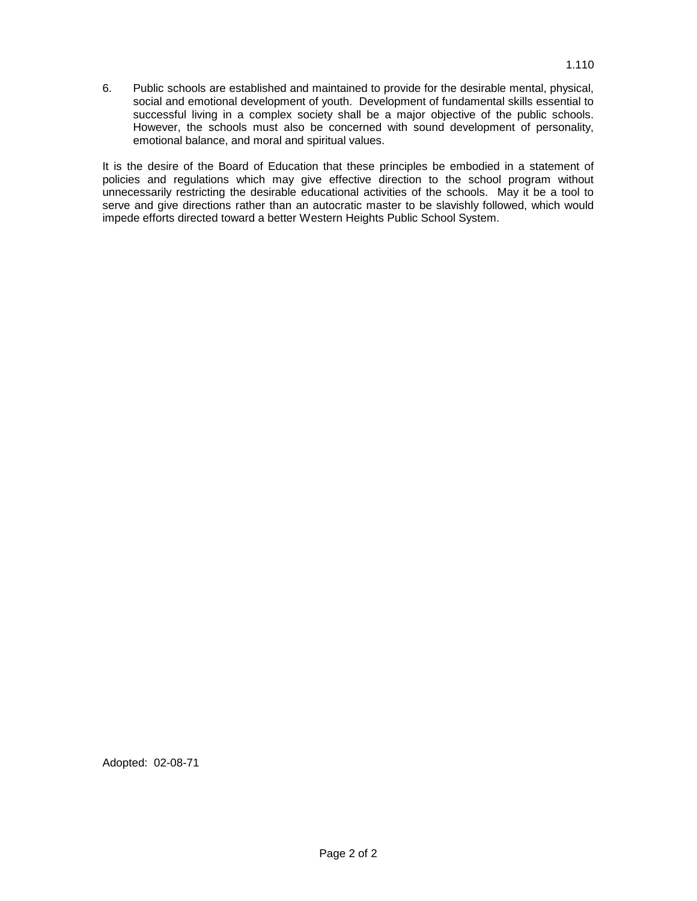6. Public schools are established and maintained to provide for the desirable mental, physical, social and emotional development of youth. Development of fundamental skills essential to successful living in a complex society shall be a major objective of the public schools. However, the schools must also be concerned with sound development of personality, emotional balance, and moral and spiritual values.

It is the desire of the Board of Education that these principles be embodied in a statement of policies and regulations which may give effective direction to the school program without unnecessarily restricting the desirable educational activities of the schools. May it be a tool to serve and give directions rather than an autocratic master to be slavishly followed, which would impede efforts directed toward a better Western Heights Public School System.

Adopted: 02-08-71